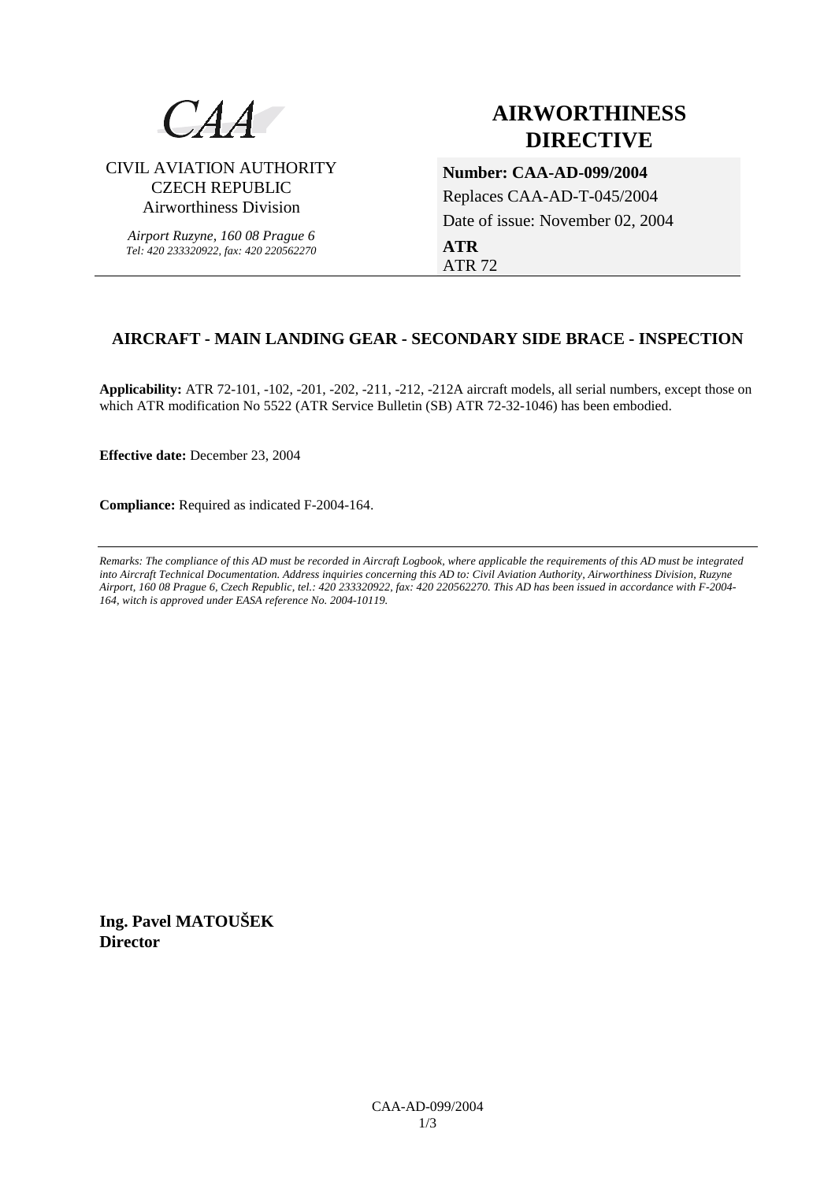CAA

CIVIL AVIATION AUTHORITY
CZECH REPUBLIC
Airworthiness Division

*Airport Ruzyne, 160 08 Prague 6*
*Tel: 420 233320922, fax: 420 220562270*

# AIRWORTHINESS DIRECTIVE

**Number: CAA-AD-099/2004**
Replaces CAA-AD-T-045/2004
Date of issue: November 02, 2004

**ATR**
ATR 72

## AIRCRAFT - MAIN LANDING GEAR - SECONDARY SIDE BRACE - INSPECTION

**Applicability:** ATR 72-101, -102, -201, -202, -211, -212, -212A aircraft models, all serial numbers, except those on which ATR modification No 5522 (ATR Service Bulletin (SB) ATR 72-32-1046) has been embodied.

**Effective date:** December 23, 2004

**Compliance:** Required as indicated F-2004-164.

---

*Remarks: The compliance of this AD must be recorded in Aircraft Logbook, where applicable the requirements of this AD must be integrated into Aircraft Technical Documentation. Address inquiries concerning this AD to: Civil Aviation Authority, Airworthiness Division, Ruzyne Airport, 160 08 Prague 6, Czech Republic, tel.: 420 233320922, fax: 420 220562270. This AD has been issued in accordance with F-2004-164, witch is approved under EASA reference No. 2004-10119.*

**Ing. Pavel MATOUŠEK**
**Director**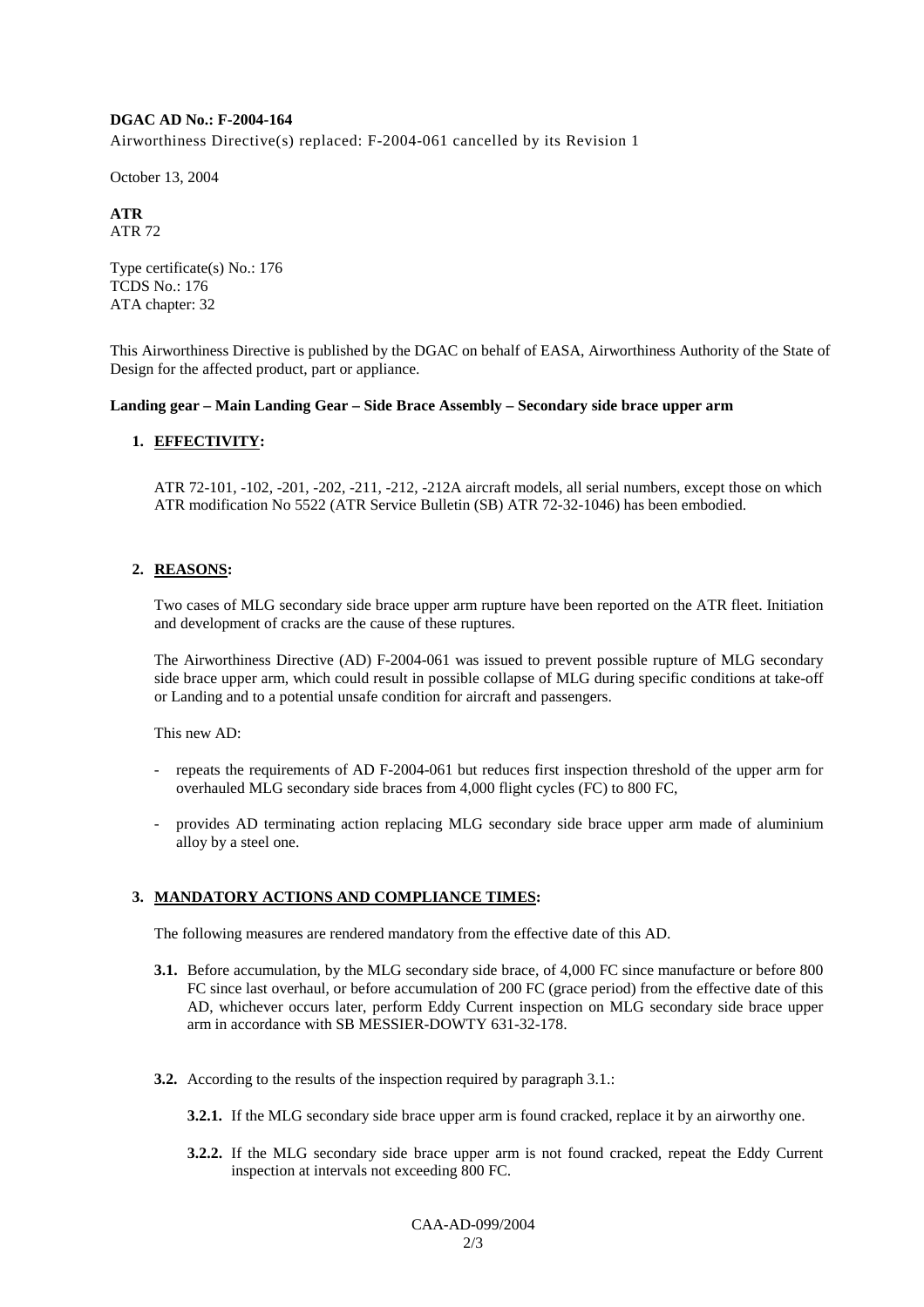**DGAC AD No.: F-2004-164**

Airworthiness Directive(s) replaced: F-2004-061 cancelled by its Revision 1

October 13, 2004

**ATR**

ATR 72

Type certificate(s) No.: 176

TCDS No.: 176

ATA chapter: 32

This Airworthiness Directive is published by the DGAC on behalf of EASA, Airworthiness Authority of the State of Design for the affected product, part or appliance.

**Landing gear – Main Landing Gear – Side Brace Assembly – Secondary side brace upper arm**

## 1. EFFECTIVITY:

ATR 72-101, -102, -201, -202, -211, -212, -212A aircraft models, all serial numbers, except those on which ATR modification No 5522 (ATR Service Bulletin (SB) ATR 72-32-1046) has been embodied.

## 2. REASONS:

Two cases of MLG secondary side brace upper arm rupture have been reported on the ATR fleet. Initiation and development of cracks are the cause of these ruptures.

The Airworthiness Directive (AD) F-2004-061 was issued to prevent possible rupture of MLG secondary side brace upper arm, which could result in possible collapse of MLG during specific conditions at take-off or Landing and to a potential unsafe condition for aircraft and passengers.

This new AD:

- repeats the requirements of AD F-2004-061 but reduces first inspection threshold of the upper arm for overhauled MLG secondary side braces from 4,000 flight cycles (FC) to 800 FC,
- provides AD terminating action replacing MLG secondary side brace upper arm made of aluminium alloy by a steel one.

## 3. MANDATORY ACTIONS AND COMPLIANCE TIMES:

The following measures are rendered mandatory from the effective date of this AD.

**3.1.** Before accumulation, by the MLG secondary side brace, of 4,000 FC since manufacture or before 800 FC since last overhaul, or before accumulation of 200 FC (grace period) from the effective date of this AD, whichever occurs later, perform Eddy Current inspection on MLG secondary side brace upper arm in accordance with SB MESSIER-DOWTY 631-32-178.

**3.2.** According to the results of the inspection required by paragraph 3.1.:

**3.2.1.** If the MLG secondary side brace upper arm is found cracked, replace it by an airworthy one.

**3.2.2.** If the MLG secondary side brace upper arm is not found cracked, repeat the Eddy Current inspection at intervals not exceeding 800 FC.

CAA-AD-099/2004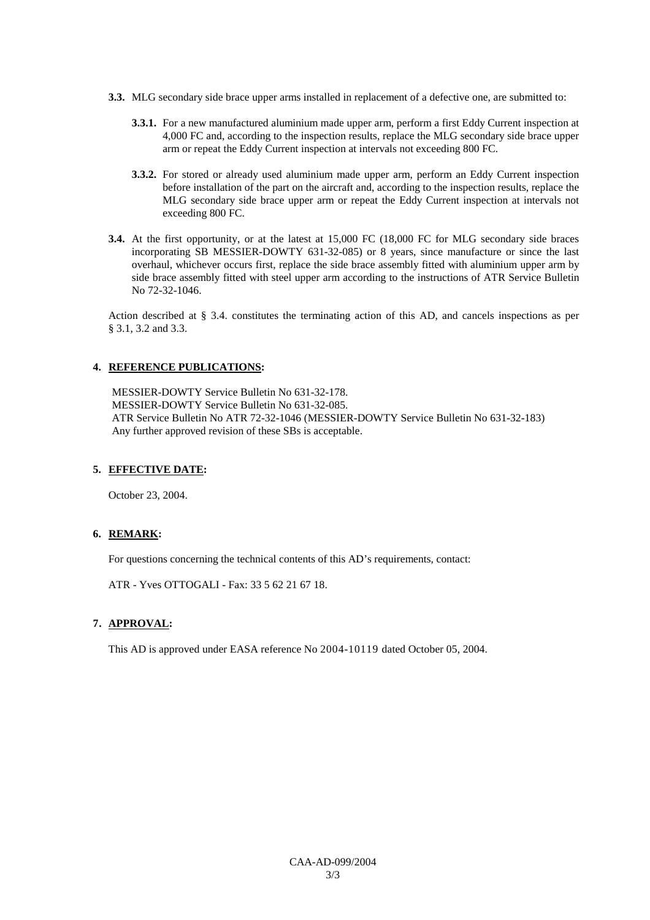**3.3.** MLG secondary side brace upper arms installed in replacement of a defective one, are submitted to:

**3.3.1.** For a new manufactured aluminium made upper arm, perform a first Eddy Current inspection at 4,000 FC and, according to the inspection results, replace the MLG secondary side brace upper arm or repeat the Eddy Current inspection at intervals not exceeding 800 FC.

**3.3.2.** For stored or already used aluminium made upper arm, perform an Eddy Current inspection before installation of the part on the aircraft and, according to the inspection results, replace the MLG secondary side brace upper arm or repeat the Eddy Current inspection at intervals not exceeding 800 FC.

**3.4.** At the first opportunity, or at the latest at 15,000 FC (18,000 FC for MLG secondary side braces incorporating SB MESSIER-DOWTY 631-32-085) or 8 years, since manufacture or since the last overhaul, whichever occurs first, replace the side brace assembly fitted with aluminium upper arm by side brace assembly fitted with steel upper arm according to the instructions of ATR Service Bulletin No 72-32-1046.

Action described at § 3.4. constitutes the terminating action of this AD, and cancels inspections as per § 3.1, 3.2 and 3.3.

## 4. REFERENCE PUBLICATIONS:

MESSIER-DOWTY Service Bulletin No 631-32-178.
MESSIER-DOWTY Service Bulletin No 631-32-085.
ATR Service Bulletin No ATR 72-32-1046 (MESSIER-DOWTY Service Bulletin No 631-32-183)
Any further approved revision of these SBs is acceptable.

## 5. EFFECTIVE DATE:

October 23, 2004.

## 6. REMARK:

For questions concerning the technical contents of this AD's requirements, contact:

ATR - Yves OTTOGALI - Fax: 33 5 62 21 67 18.

## 7. APPROVAL:

This AD is approved under EASA reference No 2004-10119 dated October 05, 2004.

CAA-AD-099/2004